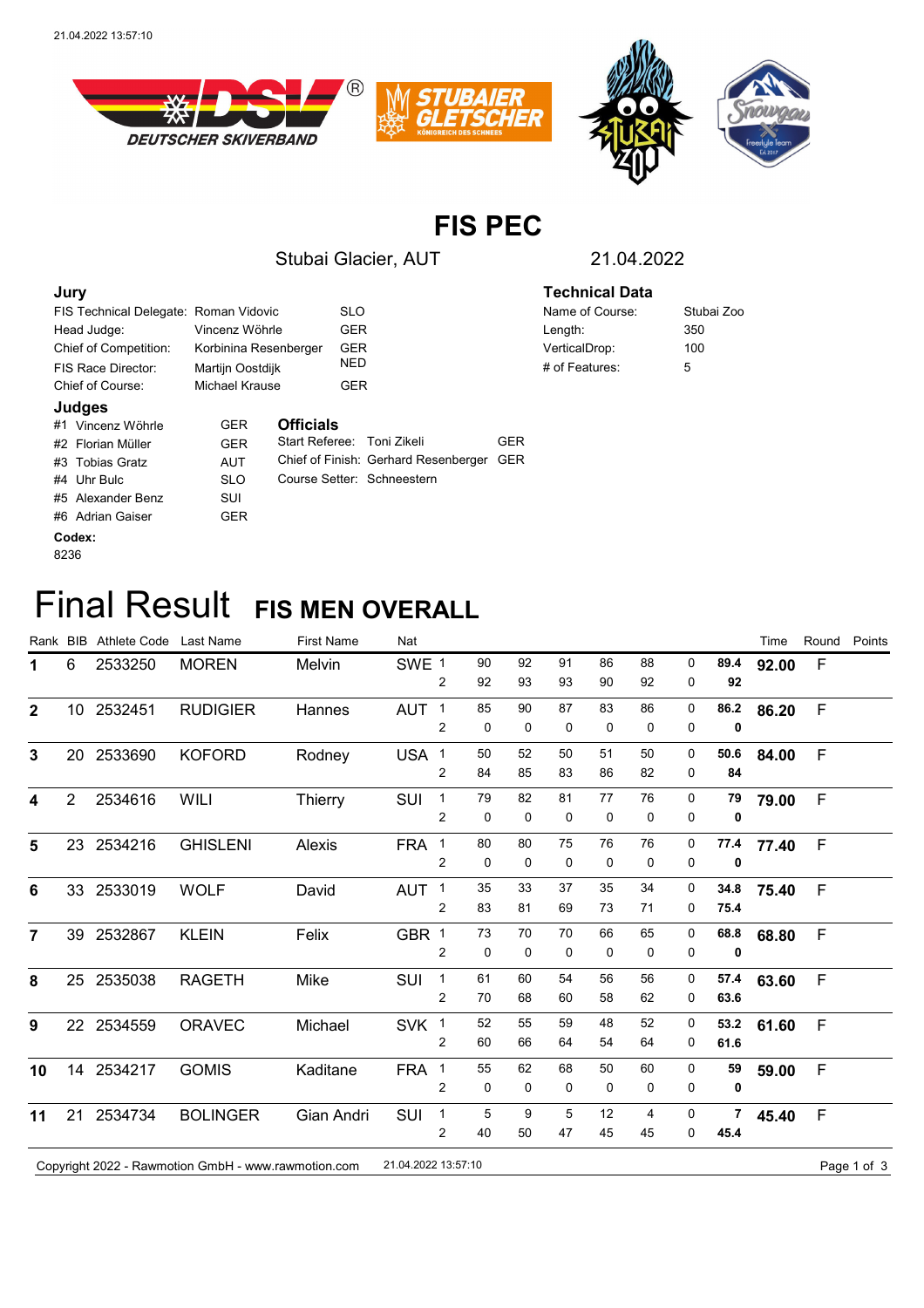21.04.2022 13:57:10

# FIS PEC

Stubai Glacier, AUT — 21.04.2022

### Jury

| | | |
|---|---|---|
| FIS Technical Delegate: | Roman Vidovic | SLO |
| Head Judge: | Vincenz Wöhrle | GER |
| Chief of Competition: | Korbinina Resenberger | GER |
| FIS Race Director: | Martijn Oostdijk | NED |
| Chief of Course: | Michael Krause | GER |

### Technical Data

| | |
|---|---|
| Name of Course: | Stubai Zoo |
| Length: | 350 |
| VerticalDrop: | 100 |
| # of Features: | 5 |

### Judges

| | | |
|---|---|---|
| #1 | Vincenz Wöhrle | GER |
| #2 | Florian Müller | GER |
| #3 | Tobias Gratz | AUT |
| #4 | Uhr Bulc | SLO |
| #5 | Alexander Benz | SUI |
| #6 | Adrian Gaiser | GER |

### Officials

| | | |
|---|---|---|
| Start Referee: | Toni Zikeli | GER |
| Chief of Finish: | Gerhard Resenberger | GER |
| Course Setter: | Schneestern | |

**Codex:**
8236

# Final Result FIS MEN OVERALL

| Rank | BIB | Athlete Code | Last Name | First Name | Nat | Run | J1 | J2 | J3 | J4 | J5 | J6 | Score | Time | Round | Points |
|---|---|---|---|---|---|---|---|---|---|---|---|---|---|---|---|---|
| **1** | 6 | 2533250 | MOREN | Melvin | SWE | 1 | 90 | 92 | 91 | 86 | 88 | 0 | **89.4** | **92.00** | F | |
| | | | | | | 2 | 92 | 93 | 93 | 90 | 92 | 0 | **92** | | | |
| **2** | 10 | 2532451 | RUDIGIER | Hannes | AUT | 1 | 85 | 90 | 87 | 83 | 86 | 0 | **86.2** | **86.20** | F | |
| | | | | | | 2 | 0 | 0 | 0 | 0 | 0 | 0 | **0** | | | |
| **3** | 20 | 2533690 | KOFORD | Rodney | USA | 1 | 50 | 52 | 50 | 51 | 50 | 0 | **50.6** | **84.00** | F | |
| | | | | | | 2 | 84 | 85 | 83 | 86 | 82 | 0 | **84** | | | |
| **4** | 2 | 2534616 | WILI | Thierry | SUI | 1 | 79 | 82 | 81 | 77 | 76 | 0 | **79** | **79.00** | F | |
| | | | | | | 2 | 0 | 0 | 0 | 0 | 0 | 0 | **0** | | | |
| **5** | 23 | 2534216 | GHISLENI | Alexis | FRA | 1 | 80 | 80 | 75 | 76 | 76 | 0 | **77.4** | **77.40** | F | |
| | | | | | | 2 | 0 | 0 | 0 | 0 | 0 | 0 | **0** | | | |
| **6** | 33 | 2533019 | WOLF | David | AUT | 1 | 35 | 33 | 37 | 35 | 34 | 0 | **34.8** | **75.40** | F | |
| | | | | | | 2 | 83 | 81 | 69 | 73 | 71 | 0 | **75.4** | | | |
| **7** | 39 | 2532867 | KLEIN | Felix | GBR | 1 | 73 | 70 | 70 | 66 | 65 | 0 | **68.8** | **68.80** | F | |
| | | | | | | 2 | 0 | 0 | 0 | 0 | 0 | 0 | **0** | | | |
| **8** | 25 | 2535038 | RAGETH | Mike | SUI | 1 | 61 | 60 | 54 | 56 | 56 | 0 | **57.4** | **63.60** | F | |
| | | | | | | 2 | 70 | 68 | 60 | 58 | 62 | 0 | **63.6** | | | |
| **9** | 22 | 2534559 | ORAVEC | Michael | SVK | 1 | 52 | 55 | 59 | 48 | 52 | 0 | **53.2** | **61.60** | F | |
| | | | | | | 2 | 60 | 66 | 64 | 54 | 64 | 0 | **61.6** | | | |
| **10** | 14 | 2534217 | GOMIS | Kaditane | FRA | 1 | 55 | 62 | 68 | 50 | 60 | 0 | **59** | **59.00** | F | |
| | | | | | | 2 | 0 | 0 | 0 | 0 | 0 | 0 | **0** | | | |
| **11** | 21 | 2534734 | BOLINGER | Gian Andri | SUI | 1 | 5 | 9 | 5 | 12 | 4 | 0 | **7** | **45.40** | F | |
| | | | | | | 2 | 40 | 50 | 47 | 45 | 45 | 0 | **45.4** | | | |

Copyright 2022 - Rawmotion GmbH - www.rawmotion.com 21.04.2022 13:57:10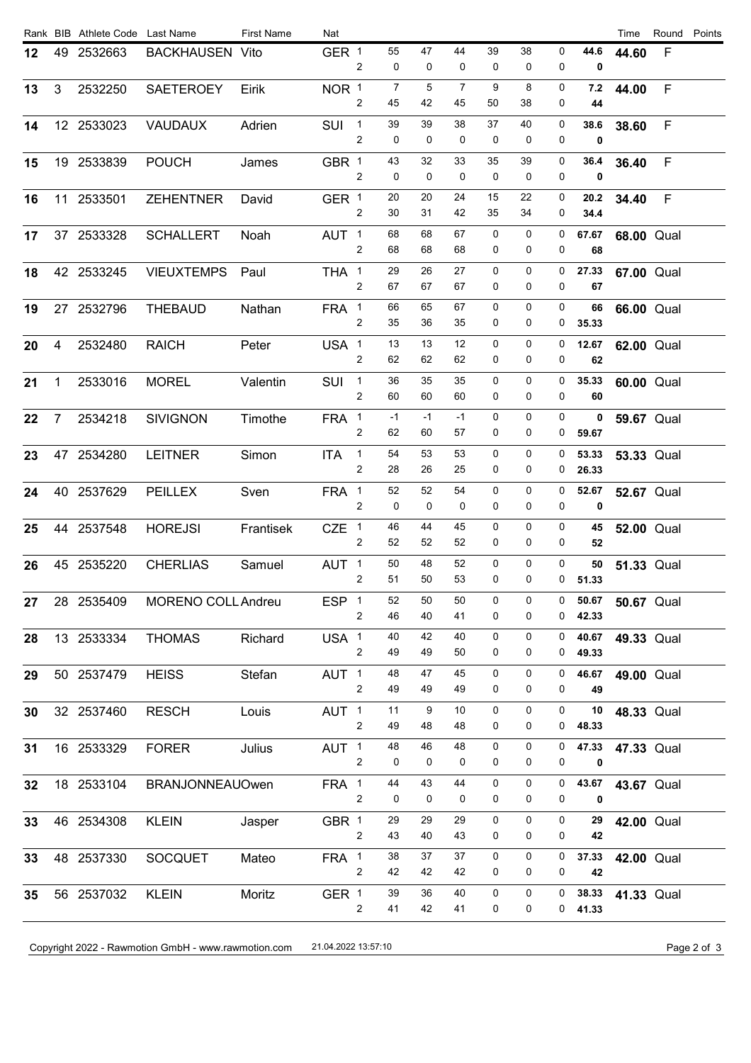| Rank | BIB | Athlete Code | Last Name | First Name | Nat | | | | | | | | | Time | Round | Points |
|---|---|---|---|---|---|---|---|---|---|---|---|---|---|---|---|---|
| 12 | 49 | 2532663 | BACKHAUSEN | Vito | GER | 1 | 55 | 47 | 44 | 39 | 38 | 0 | 44.6 | 44.60 | F | |
| | | | | | | 2 | 0 | 0 | 0 | 0 | 0 | 0 | 0 | | | |
| 13 | 3 | 2532250 | SAETEROEY | Eirik | NOR | 1 | 7 | 5 | 7 | 9 | 8 | 0 | 7.2 | 44.00 | F | |
| | | | | | | 2 | 45 | 42 | 45 | 50 | 38 | 0 | 44 | | | |
| 14 | 12 | 2533023 | VAUDAUX | Adrien | SUI | 1 | 39 | 39 | 38 | 37 | 40 | 0 | 38.6 | 38.60 | F | |
| | | | | | | 2 | 0 | 0 | 0 | 0 | 0 | 0 | 0 | | | |
| 15 | 19 | 2533839 | POUCH | James | GBR | 1 | 43 | 32 | 33 | 35 | 39 | 0 | 36.4 | 36.40 | F | |
| | | | | | | 2 | 0 | 0 | 0 | 0 | 0 | 0 | 0 | | | |
| 16 | 11 | 2533501 | ZEHENTNER | David | GER | 1 | 20 | 20 | 24 | 15 | 22 | 0 | 20.2 | 34.40 | F | |
| | | | | | | 2 | 30 | 31 | 42 | 35 | 34 | 0 | 34.4 | | | |
| 17 | 37 | 2533328 | SCHALLERT | Noah | AUT | 1 | 68 | 68 | 67 | 0 | 0 | 0 | 67.67 | 68.00 | Qual | |
| | | | | | | 2 | 68 | 68 | 68 | 0 | 0 | 0 | 68 | | | |
| 18 | 42 | 2533245 | VIEUXTEMPS | Paul | THA | 1 | 29 | 26 | 27 | 0 | 0 | 0 | 27.33 | 67.00 | Qual | |
| | | | | | | 2 | 67 | 67 | 67 | 0 | 0 | 0 | 67 | | | |
| 19 | 27 | 2532796 | THEBAUD | Nathan | FRA | 1 | 66 | 65 | 67 | 0 | 0 | 0 | 66 | 66.00 | Qual | |
| | | | | | | 2 | 35 | 36 | 35 | 0 | 0 | 0 | 35.33 | | | |
| 20 | 4 | 2532480 | RAICH | Peter | USA | 1 | 13 | 13 | 12 | 0 | 0 | 0 | 12.67 | 62.00 | Qual | |
| | | | | | | 2 | 62 | 62 | 62 | 0 | 0 | 0 | 62 | | | |
| 21 | 1 | 2533016 | MOREL | Valentin | SUI | 1 | 36 | 35 | 35 | 0 | 0 | 0 | 35.33 | 60.00 | Qual | |
| | | | | | | 2 | 60 | 60 | 60 | 0 | 0 | 0 | 60 | | | |
| 22 | 7 | 2534218 | SIVIGNON | Timothe | FRA | 1 | -1 | -1 | -1 | 0 | 0 | 0 | 0 | 59.67 | Qual | |
| | | | | | | 2 | 62 | 60 | 57 | 0 | 0 | 0 | 59.67 | | | |
| 23 | 47 | 2534280 | LEITNER | Simon | ITA | 1 | 54 | 53 | 53 | 0 | 0 | 0 | 53.33 | 53.33 | Qual | |
| | | | | | | 2 | 28 | 26 | 25 | 0 | 0 | 0 | 26.33 | | | |
| 24 | 40 | 2537629 | PEILLEX | Sven | FRA | 1 | 52 | 52 | 54 | 0 | 0 | 0 | 52.67 | 52.67 | Qual | |
| | | | | | | 2 | 0 | 0 | 0 | 0 | 0 | 0 | 0 | | | |
| 25 | 44 | 2537548 | HOREJSI | Frantisek | CZE | 1 | 46 | 44 | 45 | 0 | 0 | 0 | 45 | 52.00 | Qual | |
| | | | | | | 2 | 52 | 52 | 52 | 0 | 0 | 0 | 52 | | | |
| 26 | 45 | 2535220 | CHERLIAS | Samuel | AUT | 1 | 50 | 48 | 52 | 0 | 0 | 0 | 50 | 51.33 | Qual | |
| | | | | | | 2 | 51 | 50 | 53 | 0 | 0 | 0 | 51.33 | | | |
| 27 | 28 | 2535409 | MORENO COLL | Andreu | ESP | 1 | 52 | 50 | 50 | 0 | 0 | 0 | 50.67 | 50.67 | Qual | |
| | | | | | | 2 | 46 | 40 | 41 | 0 | 0 | 0 | 42.33 | | | |
| 28 | 13 | 2533334 | THOMAS | Richard | USA | 1 | 40 | 42 | 40 | 0 | 0 | 0 | 40.67 | 49.33 | Qual | |
| | | | | | | 2 | 49 | 49 | 50 | 0 | 0 | 0 | 49.33 | | | |
| 29 | 50 | 2537479 | HEISS | Stefan | AUT | 1 | 48 | 47 | 45 | 0 | 0 | 0 | 46.67 | 49.00 | Qual | |
| | | | | | | 2 | 49 | 49 | 49 | 0 | 0 | 0 | 49 | | | |
| 30 | 32 | 2537460 | RESCH | Louis | AUT | 1 | 11 | 9 | 10 | 0 | 0 | 0 | 10 | 48.33 | Qual | |
| | | | | | | 2 | 49 | 48 | 48 | 0 | 0 | 0 | 48.33 | | | |
| 31 | 16 | 2533329 | FORER | Julius | AUT | 1 | 48 | 46 | 48 | 0 | 0 | 0 | 47.33 | 47.33 | Qual | |
| | | | | | | 2 | 0 | 0 | 0 | 0 | 0 | 0 | 0 | | | |
| 32 | 18 | 2533104 | BRANJONNEAU | Owen | FRA | 1 | 44 | 43 | 44 | 0 | 0 | 0 | 43.67 | 43.67 | Qual | |
| | | | | | | 2 | 0 | 0 | 0 | 0 | 0 | 0 | 0 | | | |
| 33 | 46 | 2534308 | KLEIN | Jasper | GBR | 1 | 29 | 29 | 29 | 0 | 0 | 0 | 29 | 42.00 | Qual | |
| | | | | | | 2 | 43 | 40 | 43 | 0 | 0 | 0 | 42 | | | |
| 33 | 48 | 2537330 | SOCQUET | Mateo | FRA | 1 | 38 | 37 | 37 | 0 | 0 | 0 | 37.33 | 42.00 | Qual | |
| | | | | | | 2 | 42 | 42 | 42 | 0 | 0 | 0 | 42 | | | |
| 35 | 56 | 2537032 | KLEIN | Moritz | GER | 1 | 39 | 36 | 40 | 0 | 0 | 0 | 38.33 | 41.33 | Qual | |
| | | | | | | 2 | 41 | 42 | 41 | 0 | 0 | 0 | 41.33 | | | |

Copyright 2022 - Rawmotion GmbH - www.rawmotion.com 21.04.2022 13:57:10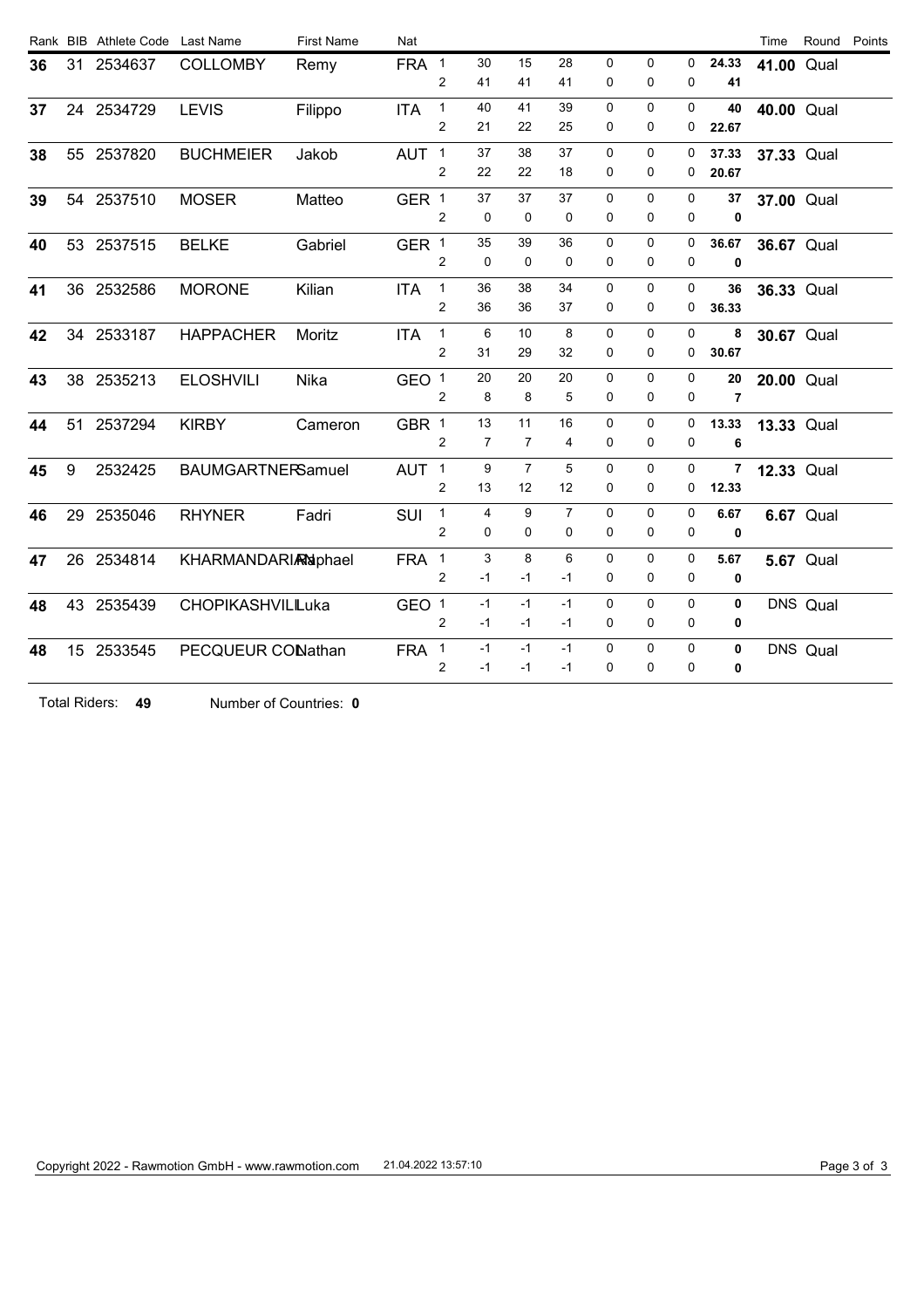| Rank | BIB | Athlete Code | Last Name | First Name | Nat | | | | | | | | | Time | Round | Points |
|---|---|---|---|---|---|---|---|---|---|---|---|---|---|---|---|---|
| 36 | 31 | 2534637 | COLLOMBY | Remy | FRA | 1 | 30 | 15 | 28 | 0 | 0 | 0 | 24.33 | 41.00 | Qual | |
| | | | | | | 2 | 41 | 41 | 41 | 0 | 0 | 0 | 41 | | | |
| 37 | 24 | 2534729 | LEVIS | Filippo | ITA | 1 | 40 | 41 | 39 | 0 | 0 | 0 | 40 | 40.00 | Qual | |
| | | | | | | 2 | 21 | 22 | 25 | 0 | 0 | 0 | 22.67 | | | |
| 38 | 55 | 2537820 | BUCHMEIER | Jakob | AUT | 1 | 37 | 38 | 37 | 0 | 0 | 0 | 37.33 | 37.33 | Qual | |
| | | | | | | 2 | 22 | 22 | 18 | 0 | 0 | 0 | 20.67 | | | |
| 39 | 54 | 2537510 | MOSER | Matteo | GER | 1 | 37 | 37 | 37 | 0 | 0 | 0 | 37 | 37.00 | Qual | |
| | | | | | | 2 | 0 | 0 | 0 | 0 | 0 | 0 | 0 | | | |
| 40 | 53 | 2537515 | BELKE | Gabriel | GER | 1 | 35 | 39 | 36 | 0 | 0 | 0 | 36.67 | 36.67 | Qual | |
| | | | | | | 2 | 0 | 0 | 0 | 0 | 0 | 0 | 0 | | | |
| 41 | 36 | 2532586 | MORONE | Kilian | ITA | 1 | 36 | 38 | 34 | 0 | 0 | 0 | 36 | 36.33 | Qual | |
| | | | | | | 2 | 36 | 36 | 37 | 0 | 0 | 0 | 36.33 | | | |
| 42 | 34 | 2533187 | HAPPACHER | Moritz | ITA | 1 | 6 | 10 | 8 | 0 | 0 | 0 | 8 | 30.67 | Qual | |
| | | | | | | 2 | 31 | 29 | 32 | 0 | 0 | 0 | 30.67 | | | |
| 43 | 38 | 2535213 | ELOSHVILI | Nika | GEO | 1 | 20 | 20 | 20 | 0 | 0 | 0 | 20 | 20.00 | Qual | |
| | | | | | | 2 | 8 | 8 | 5 | 0 | 0 | 0 | 7 | | | |
| 44 | 51 | 2537294 | KIRBY | Cameron | GBR | 1 | 13 | 11 | 16 | 0 | 0 | 0 | 13.33 | 13.33 | Qual | |
| | | | | | | 2 | 7 | 7 | 4 | 0 | 0 | 0 | 6 | | | |
| 45 | 9 | 2532425 | BAUMGARTNER | Samuel | AUT | 1 | 9 | 7 | 5 | 0 | 0 | 0 | 7 | 12.33 | Qual | |
| | | | | | | 2 | 13 | 12 | 12 | 0 | 0 | 0 | 12.33 | | | |
| 46 | 29 | 2535046 | RHYNER | Fadri | SUI | 1 | 4 | 9 | 7 | 0 | 0 | 0 | 6.67 | 6.67 | Qual | |
| | | | | | | 2 | 0 | 0 | 0 | 0 | 0 | 0 | 0 | | | |
| 47 | 26 | 2534814 | KHARMANDARIAN | Raphael | FRA | 1 | 3 | 8 | 6 | 0 | 0 | 0 | 5.67 | 5.67 | Qual | |
| | | | | | | 2 | -1 | -1 | -1 | 0 | 0 | 0 | 0 | | | |
| 48 | 43 | 2535439 | CHOPIKASHVILI | Luka | GEO | 1 | -1 | -1 | -1 | 0 | 0 | 0 | 0 | DNS | Qual | |
| | | | | | | 2 | -1 | -1 | -1 | 0 | 0 | 0 | 0 | | | |
| 48 | 15 | 2533545 | PECQUEUR COL | Nathan | FRA | 1 | -1 | -1 | -1 | 0 | 0 | 0 | 0 | DNS | Qual | |
| | | | | | | 2 | -1 | -1 | -1 | 0 | 0 | 0 | 0 | | | |

Total Riders: **49** Number of Countries: **0**

Copyright 2022 - Rawmotion GmbH - www.rawmotion.com 21.04.2022 13:57:10